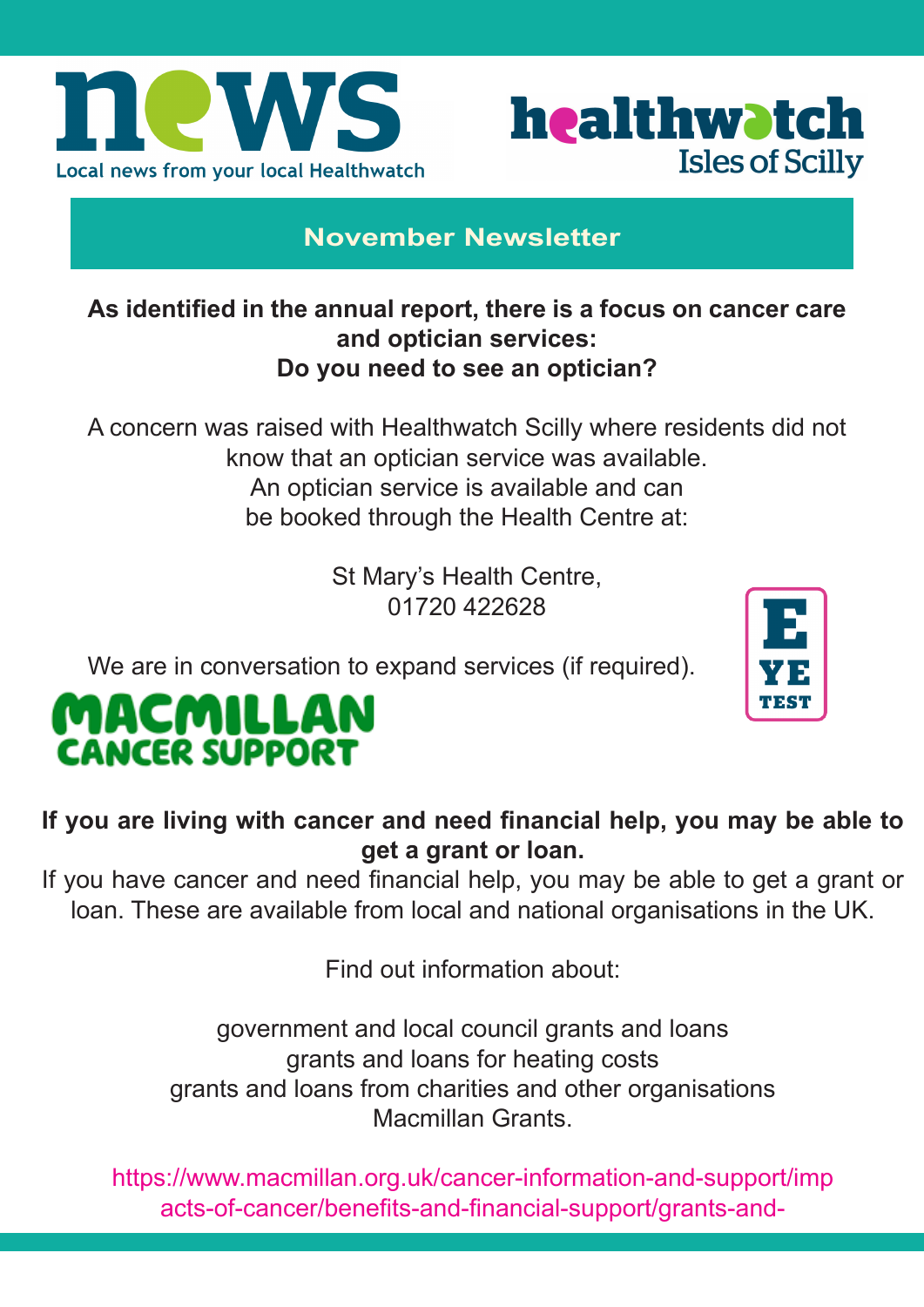# news

Local news from your local Healthwatch

healthwatch Isles of Scilly

## November Newsletter

**As identified in the annual report, there is a focus on cancer care and optician services:**
**Do you need to see an optician?**

A concern was raised with Healthwatch Scilly where residents did not know that an optician service was available.
An optician service is available and can be booked through the Health Centre at:

St Mary's Health Centre,
01720 422628

We are in conversation to expand services (if required).

EYE TEST

MACMILLAN CANCER SUPPORT

**If you are living with cancer and need financial help, you may be able to get a grant or loan.**

If you have cancer and need financial help, you may be able to get a grant or loan. These are available from local and national organisations in the UK.

Find out information about:

government and local council grants and loans
grants and loans for heating costs
grants and loans from charities and other organisations
Macmillan Grants.

https://www.macmillan.org.uk/cancer-information-and-support/impacts-of-cancer/benefits-and-financial-support/grants-and-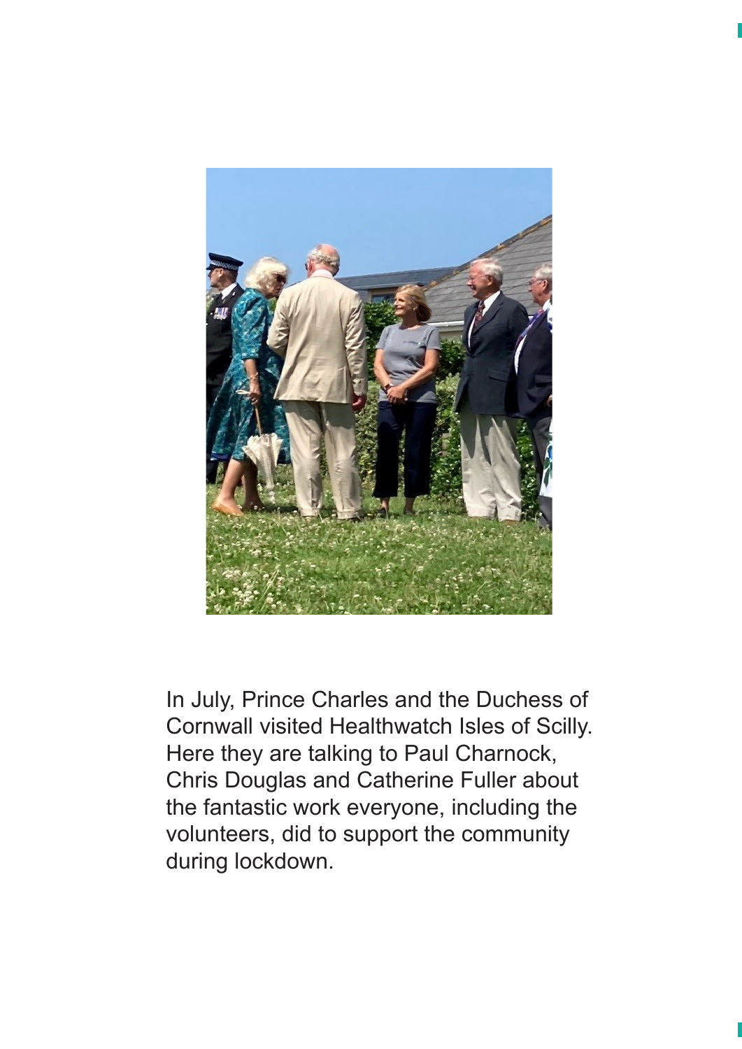In July, Prince Charles and the Duchess of Cornwall visited Healthwatch Isles of Scilly. Here they are talking to Paul Charnock, Chris Douglas and Catherine Fuller about the fantastic work everyone, including the volunteers, did to support the community during lockdown.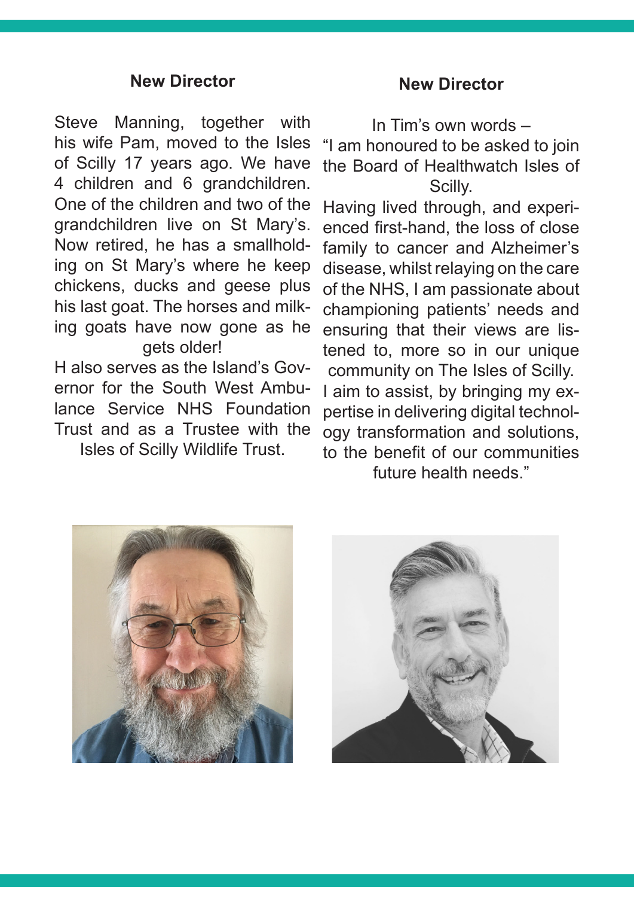## New Director

Steve Manning, together with his wife Pam, moved to the Isles of Scilly 17 years ago. We have 4 children and 6 grandchildren. One of the children and two of the grandchildren live on St Mary's. Now retired, he has a smallholding on St Mary's where he keep chickens, ducks and geese plus his last goat. The horses and milking goats have now gone as he gets older!

H also serves as the Island's Governor for the South West Ambulance Service NHS Foundation Trust and as a Trustee with the Isles of Scilly Wildlife Trust.

## New Director

In Tim's own words –

"I am honoured to be asked to join the Board of Healthwatch Isles of Scilly.

Having lived through, and experienced first-hand, the loss of close family to cancer and Alzheimer's disease, whilst relaying on the care of the NHS, I am passionate about championing patients' needs and ensuring that their views are listened to, more so in our unique community on The Isles of Scilly.

I aim to assist, by bringing my expertise in delivering digital technology transformation and solutions, to the benefit of our communities future health needs."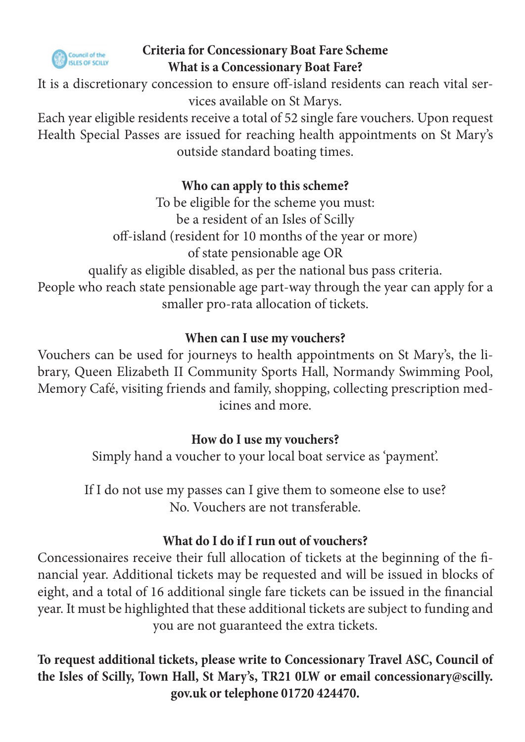## Criteria for Concessionary Boat Fare Scheme

### What is a Concessionary Boat Fare?

It is a discretionary concession to ensure off-island residents can reach vital services available on St Marys.

Each year eligible residents receive a total of 52 single fare vouchers. Upon request Health Special Passes are issued for reaching health appointments on St Mary's outside standard boating times.

### Who can apply to this scheme?

To be eligible for the scheme you must:

be a resident of an Isles of Scilly

off-island (resident for 10 months of the year or more)

of state pensionable age OR

qualify as eligible disabled, as per the national bus pass criteria.

People who reach state pensionable age part-way through the year can apply for a smaller pro-rata allocation of tickets.

### When can I use my vouchers?

Vouchers can be used for journeys to health appointments on St Mary's, the library, Queen Elizabeth II Community Sports Hall, Normandy Swimming Pool, Memory Café, visiting friends and family, shopping, collecting prescription medicines and more.

### How do I use my vouchers?

Simply hand a voucher to your local boat service as 'payment'.

If I do not use my passes can I give them to someone else to use?

No. Vouchers are not transferable.

### What do I do if I run out of vouchers?

Concessionaires receive their full allocation of tickets at the beginning of the financial year. Additional tickets may be requested and will be issued in blocks of eight, and a total of 16 additional single fare tickets can be issued in the financial year. It must be highlighted that these additional tickets are subject to funding and you are not guaranteed the extra tickets.

**To request additional tickets, please write to Concessionary Travel ASC, Council of the Isles of Scilly, Town Hall, St Mary's, TR21 0LW or email concessionary@scilly.gov.uk or telephone 01720 424470.**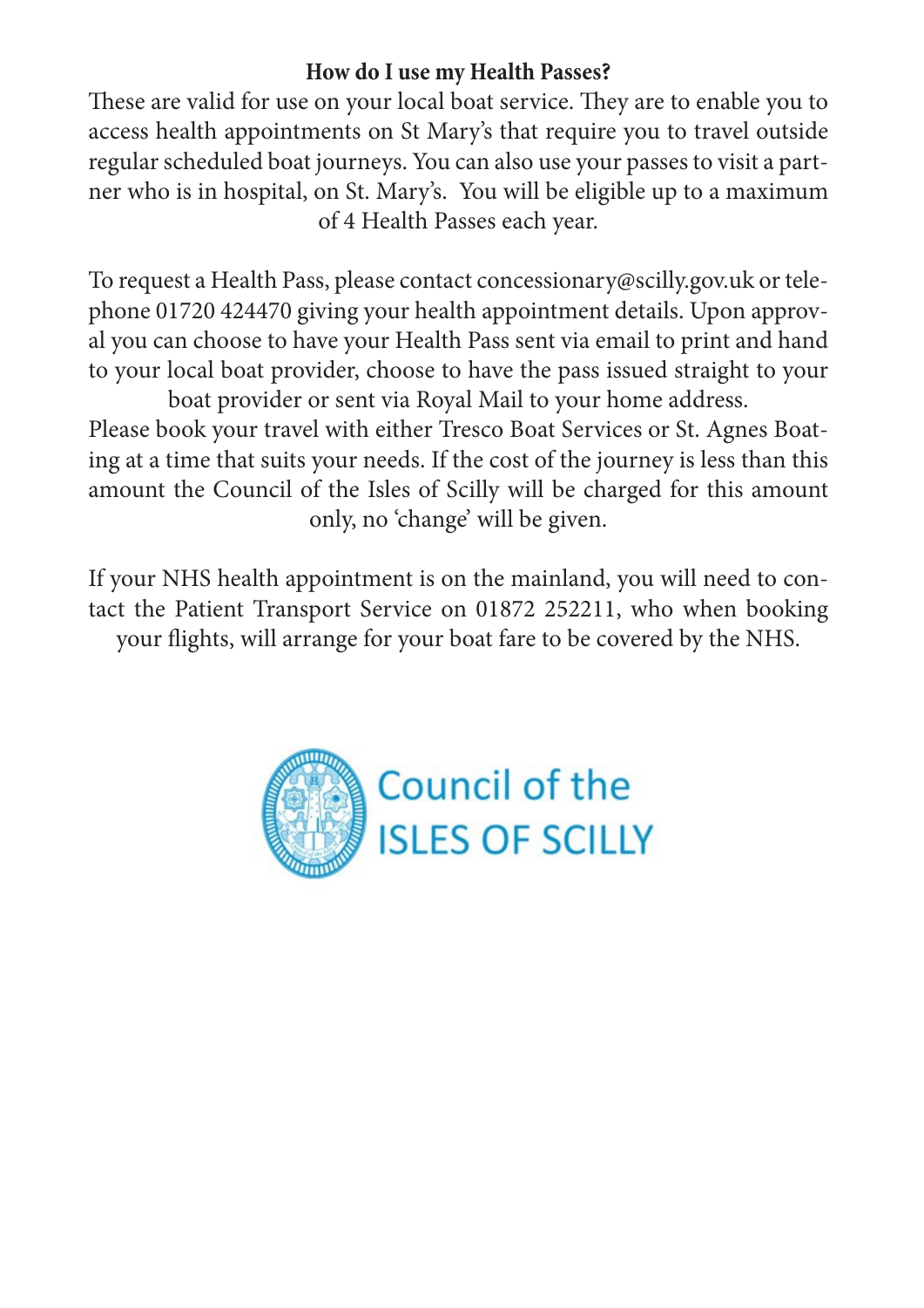## How do I use my Health Passes?

These are valid for use on your local boat service. They are to enable you to access health appointments on St Mary's that require you to travel outside regular scheduled boat journeys. You can also use your passes to visit a partner who is in hospital, on St. Mary's. You will be eligible up to a maximum of 4 Health Passes each year.

To request a Health Pass, please contact concessionary@scilly.gov.uk or telephone 01720 424470 giving your health appointment details. Upon approval you can choose to have your Health Pass sent via email to print and hand to your local boat provider, choose to have the pass issued straight to your boat provider or sent via Royal Mail to your home address.

Please book your travel with either Tresco Boat Services or St. Agnes Boating at a time that suits your needs. If the cost of the journey is less than this amount the Council of the Isles of Scilly will be charged for this amount only, no 'change' will be given.

If your NHS health appointment is on the mainland, you will need to contact the Patient Transport Service on 01872 252211, who when booking your flights, will arrange for your boat fare to be covered by the NHS.

Council of the ISLES OF SCILLY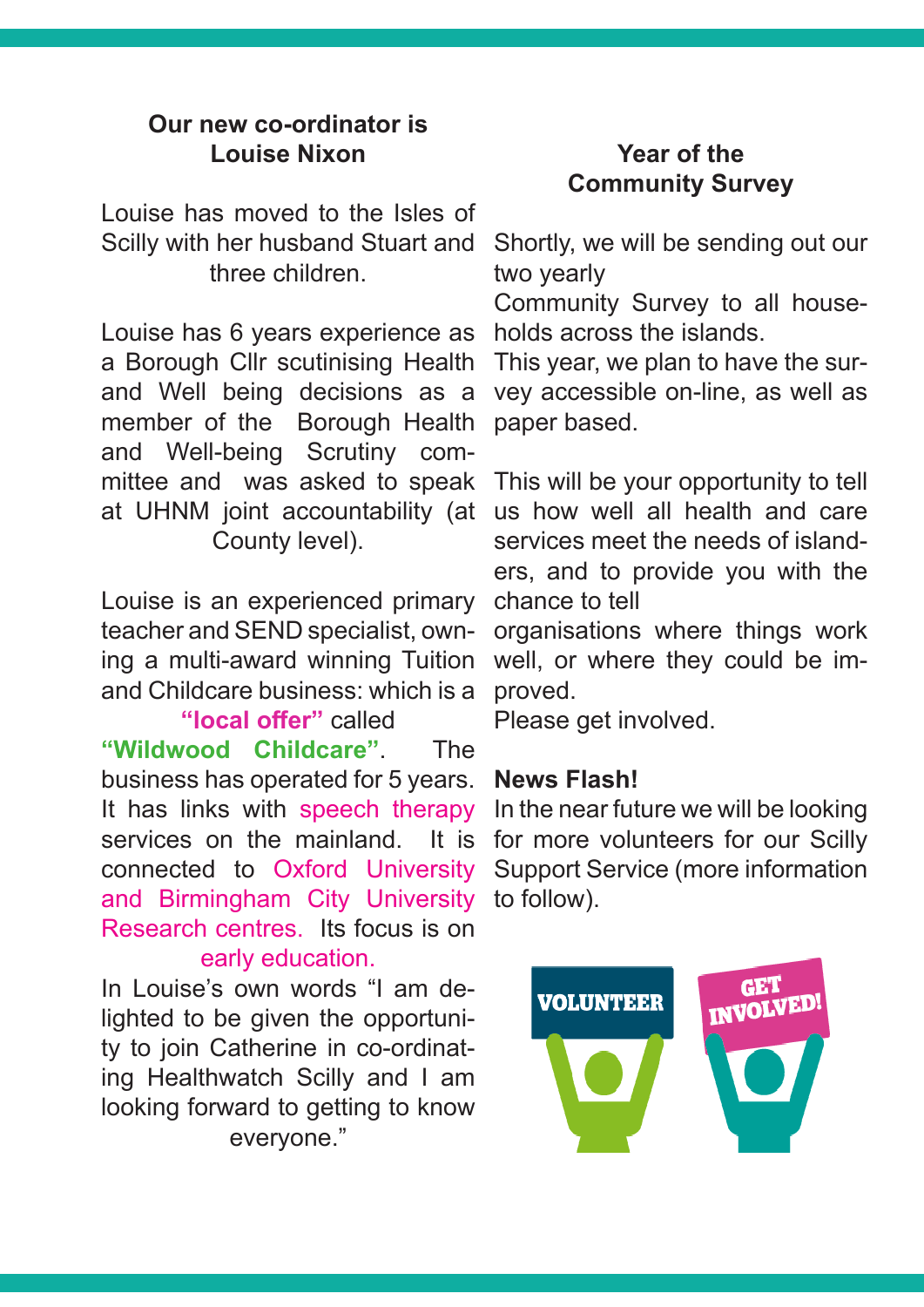## Our new co-ordinator is Louise Nixon

Louise has moved to the Isles of Scilly with her husband Stuart and three children.

Louise has 6 years experience as a Borough Cllr scutinising Health and Well being decisions as a member of the Borough Health and Well-being Scrutiny committee and was asked to speak at UHNM joint accountability (at County level).

Louise is an experienced primary teacher and SEND specialist, owning a multi-award winning Tuition and Childcare business: which is a **"local offer"** called **"Wildwood Childcare"**. The business has operated for 5 years. It has links with speech therapy services on the mainland. It is connected to Oxford University and Birmingham City University Research centres. Its focus is on early education.

In Louise's own words "I am delighted to be given the opportunity to join Catherine in co-ordinating Healthwatch Scilly and I am looking forward to getting to know everyone."

## Year of the Community Survey

Shortly, we will be sending out our two yearly Community Survey to all households across the islands.
This year, we plan to have the survey accessible on-line, as well as paper based.

This will be your opportunity to tell us how well all health and care services meet the needs of islanders, and to provide you with the chance to tell organisations where things work well, or where they could be improved.
Please get involved.

**News Flash!**
In the near future we will be looking for more volunteers for our Scilly Support Service (more information to follow).

VOLUNTEER

GET INVOLVED!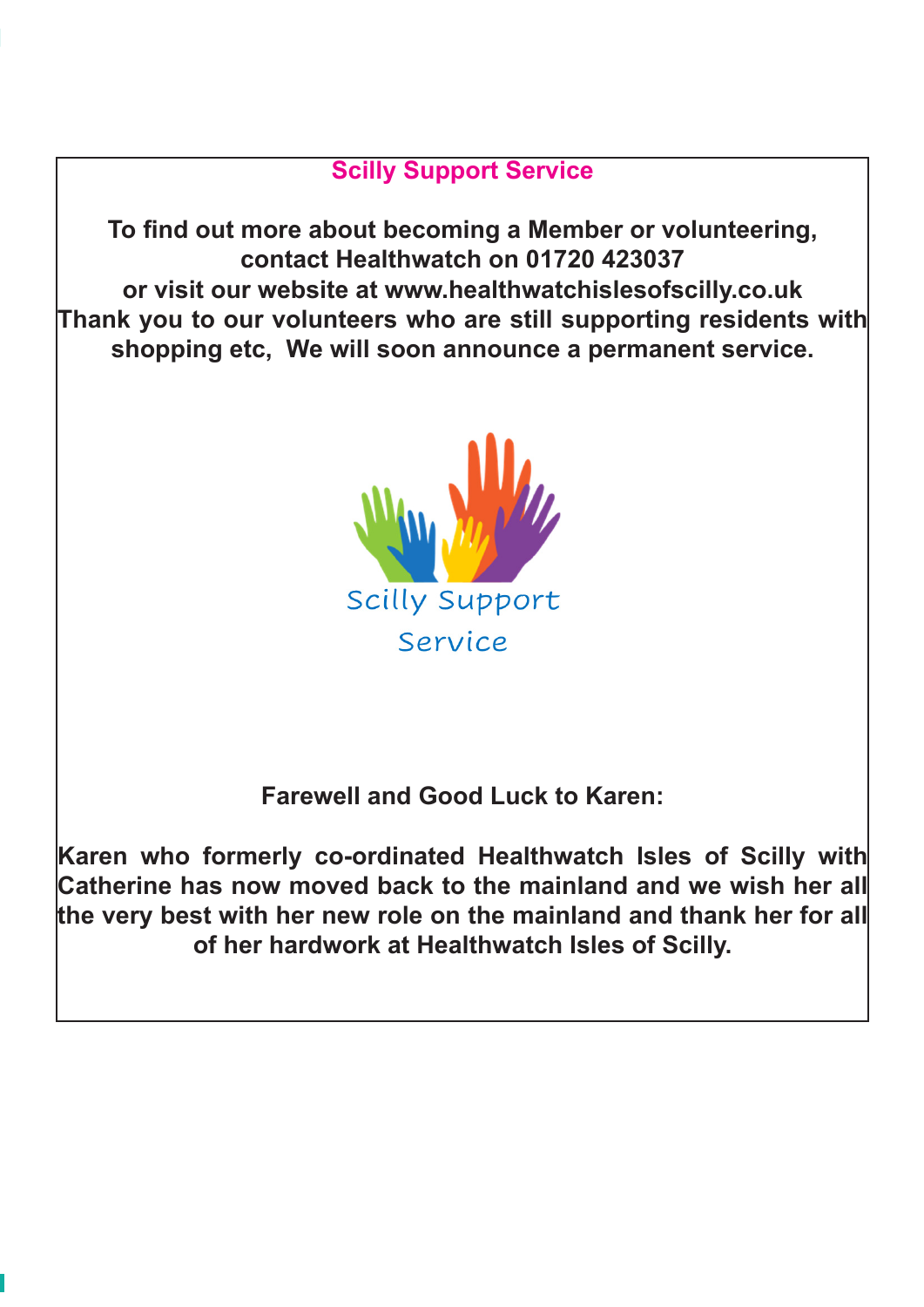## Scilly Support Service

**To find out more about becoming a Member or volunteering, contact Healthwatch on 01720 423037 or visit our website at www.healthwatchislesofscilly.co.uk Thank you to our volunteers who are still supporting residents with shopping etc, We will soon announce a permanent service.**

Scilly Support Service

**Farewell and Good Luck to Karen:**

**Karen who formerly co-ordinated Healthwatch Isles of Scilly with Catherine has now moved back to the mainland and we wish her all the very best with her new role on the mainland and thank her for all of her hardwork at Healthwatch Isles of Scilly.**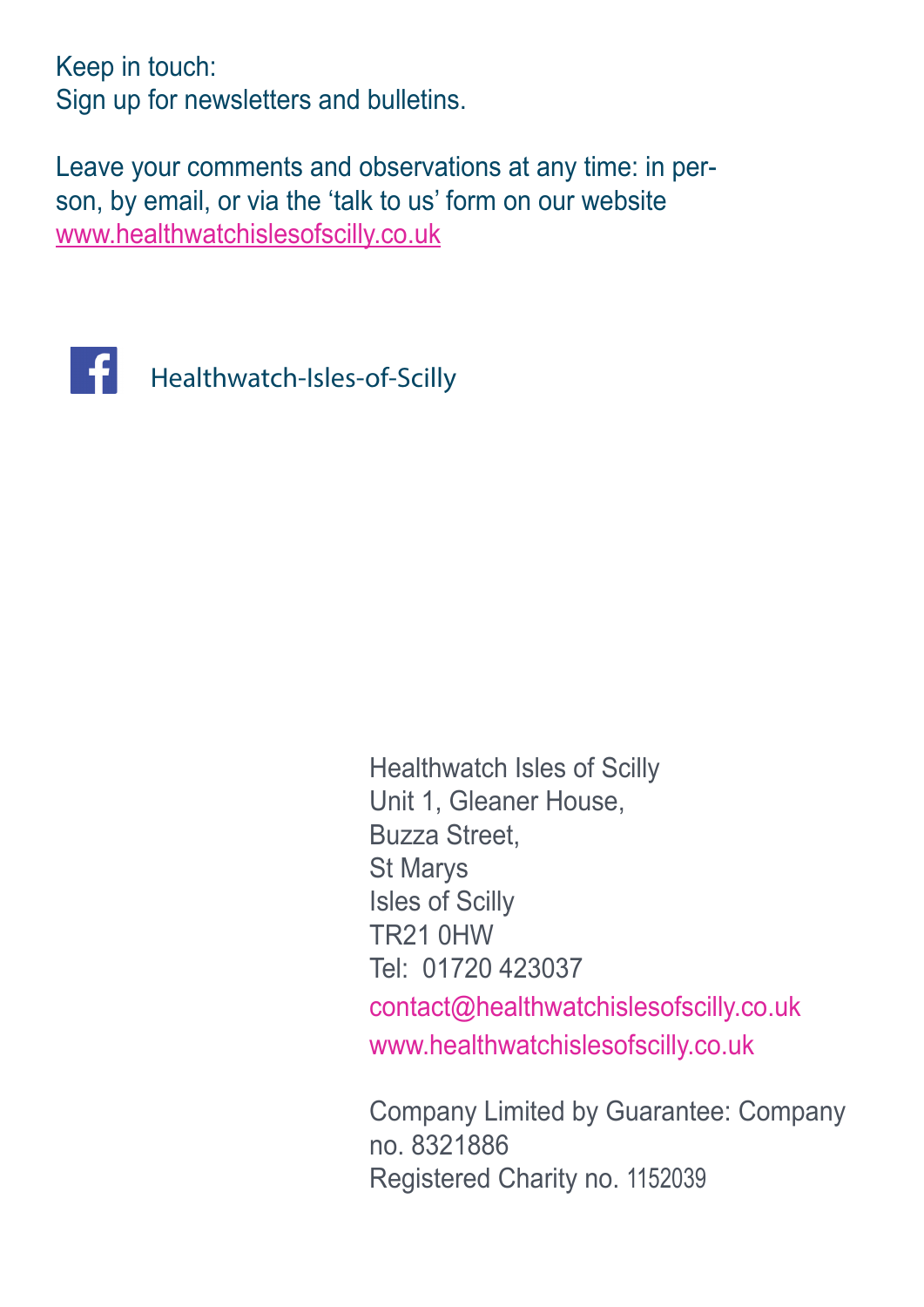Keep in touch:
Sign up for newsletters and bulletins.

Leave your comments and observations at any time: in person, by email, or via the 'talk to us' form on our website www.healthwatchislesofscilly.co.uk

Healthwatch-Isles-of-Scilly

Healthwatch Isles of Scilly
Unit 1, Gleaner House,
Buzza Street,
St Marys
Isles of Scilly
TR21 0HW
Tel: 01720 423037
contact@healthwatchislesofscilly.co.uk
www.healthwatchislesofscilly.co.uk

Company Limited by Guarantee: Company no. 8321886
Registered Charity no. 1152039